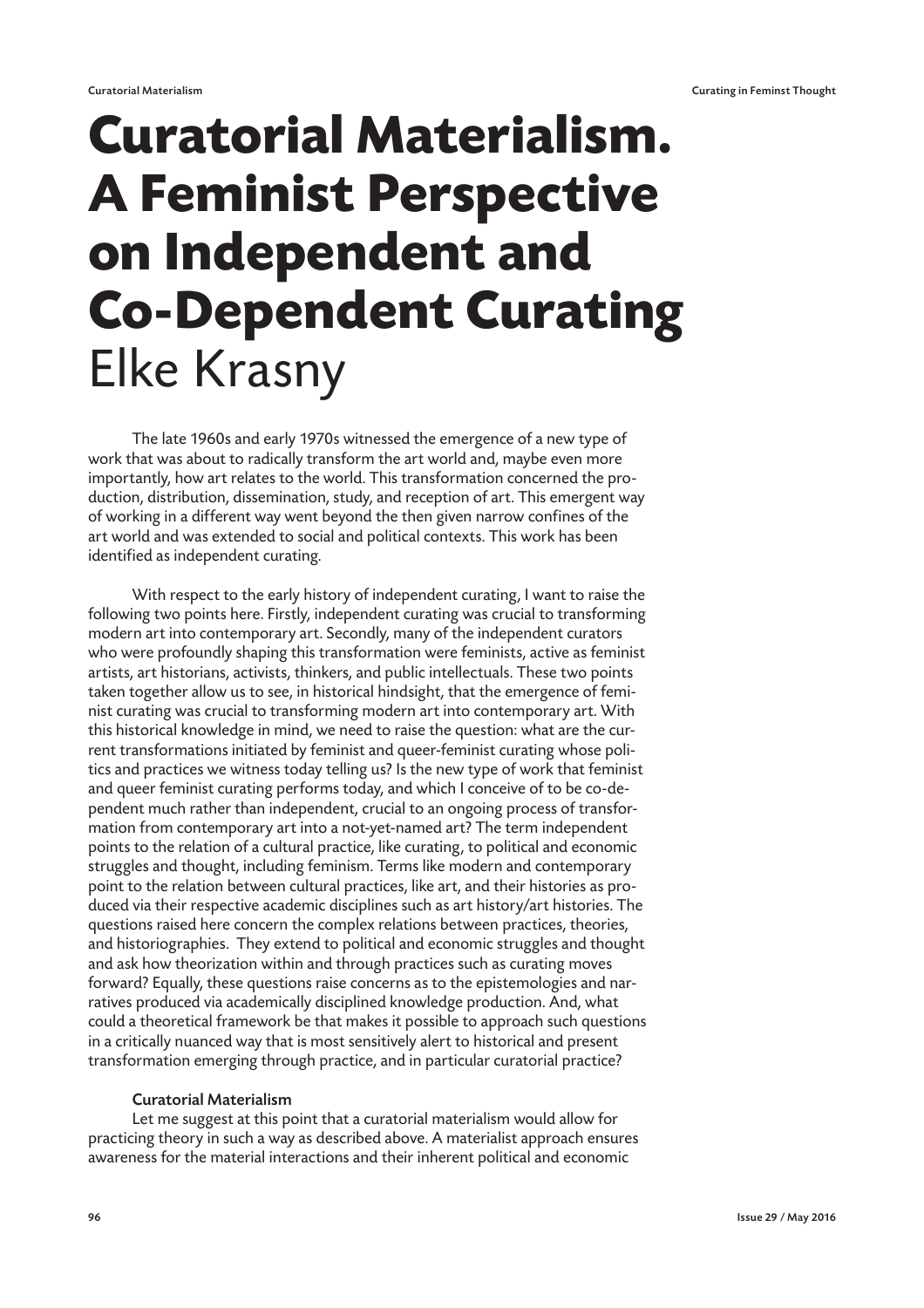# Curatorial Materialism. A Feminist Perspective on Independent and Co-Dependent Curating

## Elke Krasny

The late 1960s and early 1970s witnessed the emergence of a new type of work that was about to radically transform the art world and, maybe even more importantly, how art relates to the world. This transformation concerned the production, distribution, dissemination, study, and reception of art. This emergent way of working in a different way went beyond the then given narrow confines of the art world and was extended to social and political contexts. This work has been identified as independent curating.

With respect to the early history of independent curating, I want to raise the following two points here. Firstly, independent curating was crucial to transforming modern art into contemporary art. Secondly, many of the independent curators who were profoundly shaping this transformation were feminists, active as feminist artists, art historians, activists, thinkers, and public intellectuals. These two points taken together allow us to see, in historical hindsight, that the emergence of feminist curating was crucial to transforming modern art into contemporary art. With this historical knowledge in mind, we need to raise the question: what are the current transformations initiated by feminist and queer-feminist curating whose politics and practices we witness today telling us? Is the new type of work that feminist and queer feminist curating performs today, and which I conceive of to be co-dependent much rather than independent, crucial to an ongoing process of transformation from contemporary art into a not-yet-named art? The term independent points to the relation of a cultural practice, like curating, to political and economic struggles and thought, including feminism. Terms like modern and contemporary point to the relation between cultural practices, like art, and their histories as produced via their respective academic disciplines such as art history/art histories. The questions raised here concern the complex relations between practices, theories, and historiographies. They extend to political and economic struggles and thought and ask how theorization within and through practices such as curating moves forward? Equally, these questions raise concerns as to the epistemologies and narratives produced via academically disciplined knowledge production. And, what could a theoretical framework be that makes it possible to approach such questions in a critically nuanced way that is most sensitively alert to historical and present transformation emerging through practice, and in particular curatorial practice?

### Curatorial Materialism

Let me suggest at this point that a curatorial materialism would allow for practicing theory in such a way as described above. A materialist approach ensures awareness for the material interactions and their inherent political and economic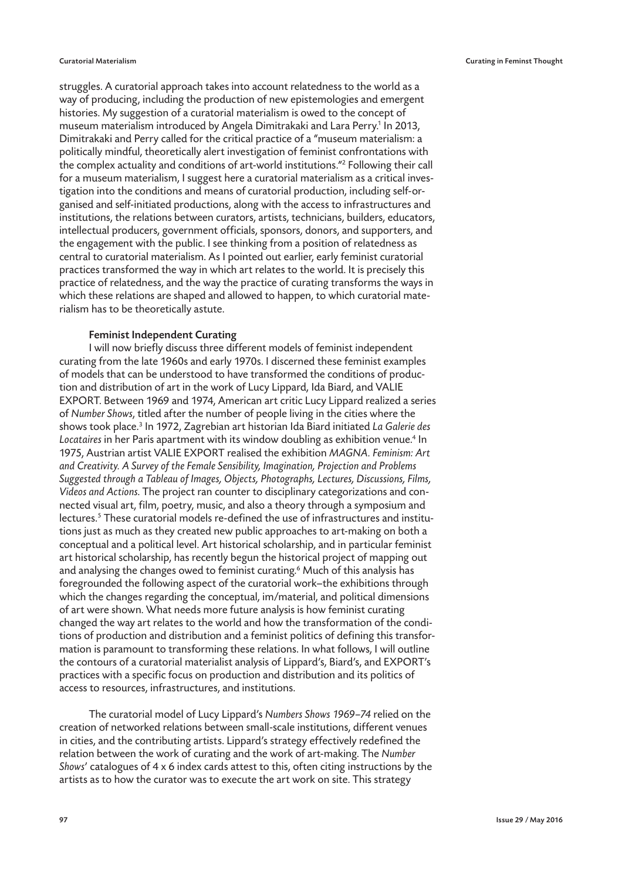struggles. A curatorial approach takes into account relatedness to the world as a way of producing, including the production of new epistemologies and emergent histories. My suggestion of a curatorial materialism is owed to the concept of museum materialism introduced by Angela Dimitrakaki and Lara Perry.[1] In 2013, Dimitrakaki and Perry called for the critical practice of a "museum materialism: a politically mindful, theoretically alert investigation of feminist confrontations with the complex actuality and conditions of art-world institutions."[2] Following their call for a museum materialism, I suggest here a curatorial materialism as a critical investigation into the conditions and means of curatorial production, including self-organised and self-initiated productions, along with the access to infrastructures and institutions, the relations between curators, artists, technicians, builders, educators, intellectual producers, government officials, sponsors, donors, and supporters, and the engagement with the public. I see thinking from a position of relatedness as central to curatorial materialism. As I pointed out earlier, early feminist curatorial practices transformed the way in which art relates to the world. It is precisely this practice of relatedness, and the way the practice of curating transforms the ways in which these relations are shaped and allowed to happen, to which curatorial materialism has to be theoretically astute.

### Feminist Independent Curating

I will now briefly discuss three different models of feminist independent curating from the late 1960s and early 1970s. I discerned these feminist examples of models that can be understood to have transformed the conditions of production and distribution of art in the work of Lucy Lippard, Ida Biard, and VALIE EXPORT. Between 1969 and 1974, American art critic Lucy Lippard realized a series of *Number Shows*, titled after the number of people living in the cities where the shows took place.[3] In 1972, Zagrebian art historian Ida Biard initiated *La Galerie des Locataires* in her Paris apartment with its window doubling as exhibition venue.[4] In 1975, Austrian artist VALIE EXPORT realised the exhibition *MAGNA. Feminism: Art and Creativity. A Survey of the Female Sensibility, Imagination, Projection and Problems Suggested through a Tableau of Images, Objects, Photographs, Lectures, Discussions, Films, Videos and Actions*. The project ran counter to disciplinary categorizations and connected visual art, film, poetry, music, and also a theory through a symposium and lectures.[5] These curatorial models re-defined the use of infrastructures and institutions just as much as they created new public approaches to art-making on both a conceptual and a political level. Art historical scholarship, and in particular feminist art historical scholarship, has recently begun the historical project of mapping out and analysing the changes owed to feminist curating.[6] Much of this analysis has foregrounded the following aspect of the curatorial work–the exhibitions through which the changes regarding the conceptual, im/material, and political dimensions of art were shown. What needs more future analysis is how feminist curating changed the way art relates to the world and how the transformation of the conditions of production and distribution and a feminist politics of defining this transformation is paramount to transforming these relations. In what follows, I will outline the contours of a curatorial materialist analysis of Lippard's, Biard's, and EXPORT's practices with a specific focus on production and distribution and its politics of access to resources, infrastructures, and institutions.

The curatorial model of Lucy Lippard's *Numbers Shows 1969–74* relied on the creation of networked relations between small-scale institutions, different venues in cities, and the contributing artists. Lippard's strategy effectively redefined the relation between the work of curating and the work of art-making. The *Number Shows*' catalogues of 4 x 6 index cards attest to this, often citing instructions by the artists as to how the curator was to execute the art work on site. This strategy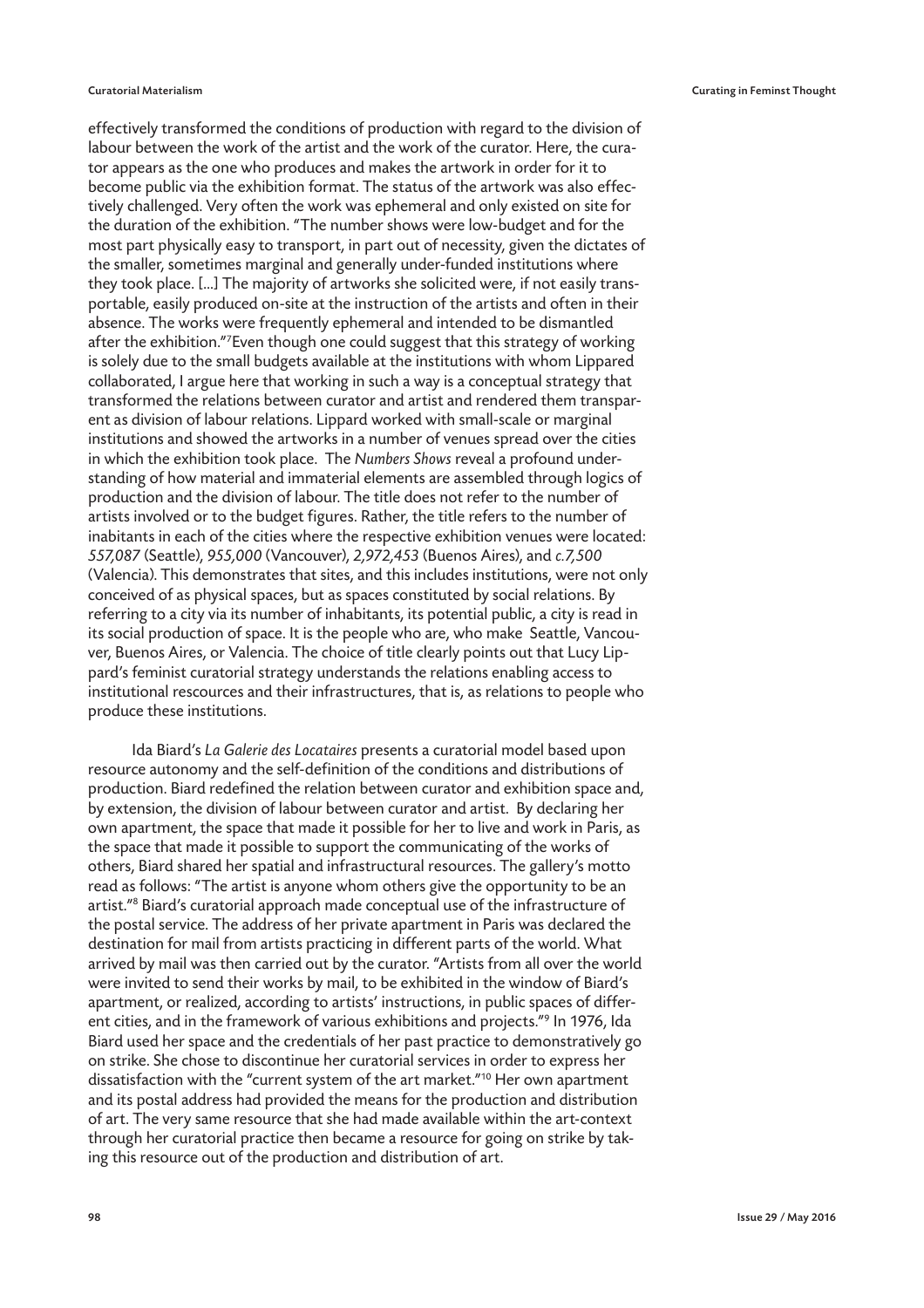effectively transformed the conditions of production with regard to the division of labour between the work of the artist and the work of the curator. Here, the curator appears as the one who produces and makes the artwork in order for it to become public via the exhibition format. The status of the artwork was also effectively challenged. Very often the work was ephemeral and only existed on site for the duration of the exhibition. "The number shows were low-budget and for the most part physically easy to transport, in part out of necessity, given the dictates of the smaller, sometimes marginal and generally under-funded institutions where they took place. [...] The majority of artworks she solicited were, if not easily transportable, easily produced on-site at the instruction of the artists and often in their absence. The works were frequently ephemeral and intended to be dismantled after the exhibition."[7]Even though one could suggest that this strategy of working is solely due to the small budgets available at the institutions with whom Lippared collaborated, I argue here that working in such a way is a conceptual strategy that transformed the relations between curator and artist and rendered them transparent as division of labour relations. Lippard worked with small-scale or marginal institutions and showed the artworks in a number of venues spread over the cities in which the exhibition took place. The *Numbers Shows* reveal a profound understanding of how material and immaterial elements are assembled through logics of production and the division of labour. The title does not refer to the number of artists involved or to the budget figures. Rather, the title refers to the number of inabitants in each of the cities where the respective exhibition venues were located: *557,087* (Seattle), *955,000* (Vancouver), *2,972,453* (Buenos Aires), and *c.7,500* (Valencia). This demonstrates that sites, and this includes institutions, were not only conceived of as physical spaces, but as spaces constituted by social relations. By referring to a city via its number of inhabitants, its potential public, a city is read in its social production of space. It is the people who are, who make Seattle, Vancouver, Buenos Aires, or Valencia. The choice of title clearly points out that Lucy Lippard's feminist curatorial strategy understands the relations enabling access to institutional rescources and their infrastructures, that is, as relations to people who produce these institutions.

Ida Biard's *La Galerie des Locataires* presents a curatorial model based upon resource autonomy and the self-definition of the conditions and distributions of production. Biard redefined the relation between curator and exhibition space and, by extension, the division of labour between curator and artist. By declaring her own apartment, the space that made it possible for her to live and work in Paris, as the space that made it possible to support the communicating of the works of others, Biard shared her spatial and infrastructural resources. The gallery's motto read as follows: "The artist is anyone whom others give the opportunity to be an artist."[8] Biard's curatorial approach made conceptual use of the infrastructure of the postal service. The address of her private apartment in Paris was declared the destination for mail from artists practicing in different parts of the world. What arrived by mail was then carried out by the curator. "Artists from all over the world were invited to send their works by mail, to be exhibited in the window of Biard's apartment, or realized, according to artists' instructions, in public spaces of different cities, and in the framework of various exhibitions and projects."[9] In 1976, Ida Biard used her space and the credentials of her past practice to demonstratively go on strike. She chose to discontinue her curatorial services in order to express her dissatisfaction with the "current system of the art market."[10] Her own apartment and its postal address had provided the means for the production and distribution of art. The very same resource that she had made available within the art-context through her curatorial practice then became a resource for going on strike by taking this resource out of the production and distribution of art.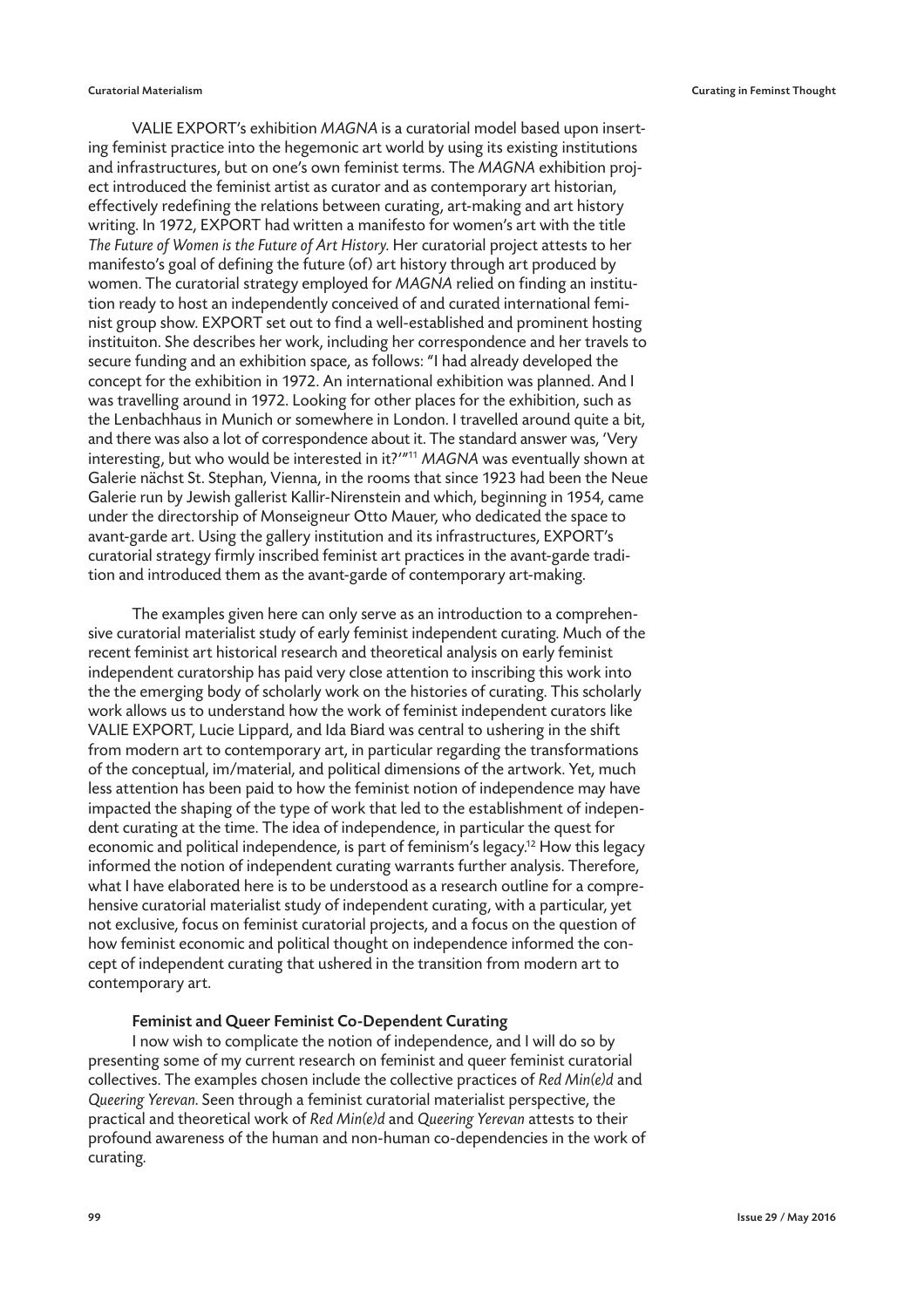VALIE EXPORT's exhibition *MAGNA* is a curatorial model based upon inserting feminist practice into the hegemonic art world by using its existing institutions and infrastructures, but on one's own feminist terms. The *MAGNA* exhibition project introduced the feminist artist as curator and as contemporary art historian, effectively redefining the relations between curating, art-making and art history writing. In 1972, EXPORT had written a manifesto for women's art with the title *The Future of Women is the Future of Art History*. Her curatorial project attests to her manifesto's goal of defining the future (of) art history through art produced by women. The curatorial strategy employed for *MAGNA* relied on finding an institution ready to host an independently conceived of and curated international feminist group show. EXPORT set out to find a well-established and prominent hosting instituiton. She describes her work, including her correspondence and her travels to secure funding and an exhibition space, as follows: "I had already developed the concept for the exhibition in 1972. An international exhibition was planned. And I was travelling around in 1972. Looking for other places for the exhibition, such as the Lenbachhaus in Munich or somewhere in London. I travelled around quite a bit, and there was also a lot of correspondence about it. The standard answer was, 'Very interesting, but who would be interested in it?'"[11] *MAGNA* was eventually shown at Galerie nächst St. Stephan, Vienna, in the rooms that since 1923 had been the Neue Galerie run by Jewish gallerist Kallir-Nirenstein and which, beginning in 1954, came under the directorship of Monseigneur Otto Mauer, who dedicated the space to avant-garde art. Using the gallery institution and its infrastructures, EXPORT's curatorial strategy firmly inscribed feminist art practices in the avant-garde tradition and introduced them as the avant-garde of contemporary art-making.

The examples given here can only serve as an introduction to a comprehensive curatorial materialist study of early feminist independent curating. Much of the recent feminist art historical research and theoretical analysis on early feminist independent curatorship has paid very close attention to inscribing this work into the the emerging body of scholarly work on the histories of curating. This scholarly work allows us to understand how the work of feminist independent curators like VALIE EXPORT, Lucie Lippard, and Ida Biard was central to ushering in the shift from modern art to contemporary art, in particular regarding the transformations of the conceptual, im/material, and political dimensions of the artwork. Yet, much less attention has been paid to how the feminist notion of independence may have impacted the shaping of the type of work that led to the establishment of independent curating at the time. The idea of independence, in particular the quest for economic and political independence, is part of feminism's legacy.[12] How this legacy informed the notion of independent curating warrants further analysis. Therefore, what I have elaborated here is to be understood as a research outline for a comprehensive curatorial materialist study of independent curating, with a particular, yet not exclusive, focus on feminist curatorial projects, and a focus on the question of how feminist economic and political thought on independence informed the concept of independent curating that ushered in the transition from modern art to contemporary art.

## Feminist and Queer Feminist Co-Dependent Curating

I now wish to complicate the notion of independence, and I will do so by presenting some of my current research on feminist and queer feminist curatorial collectives. The examples chosen include the collective practices of *Red Min(e)d* and *Queering Yerevan*. Seen through a feminist curatorial materialist perspective, the practical and theoretical work of *Red Min(e)d* and *Queering Yerevan* attests to their profound awareness of the human and non-human co-dependencies in the work of curating.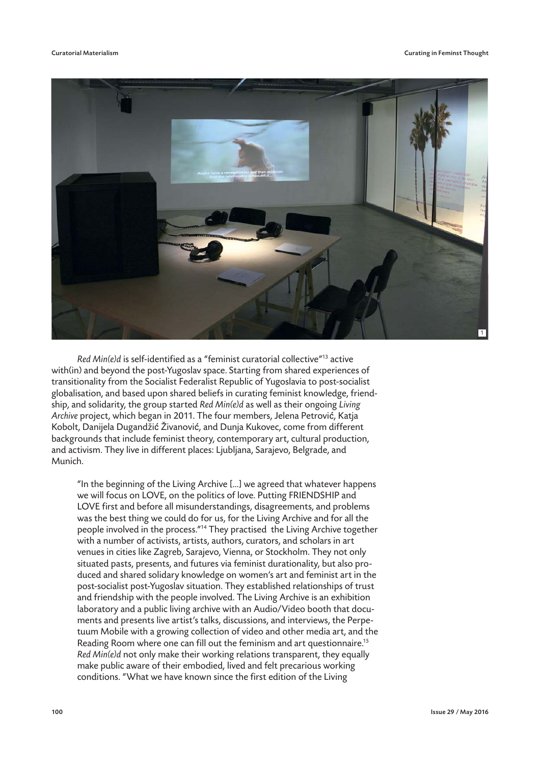*Red Min(e)d* is self-identified as a "feminist curatorial collective"[13] active with(in) and beyond the post-Yugoslav space. Starting from shared experiences of transitionality from the Socialist Federalist Republic of Yugoslavia to post-socialist globalisation, and based upon shared beliefs in curating feminist knowledge, friendship, and solidarity, the group started *Red Min(e)d* as well as their ongoing *Living Archive* project, which began in 2011. The four members, Jelena Petrović, Katja Kobolt, Danijela Dugandžić Živanović, and Dunja Kukovec, come from different backgrounds that include feminist theory, contemporary art, cultural production, and activism. They live in different places: Ljubljana, Sarajevo, Belgrade, and Munich.

> "In the beginning of the Living Archive […] we agreed that whatever happens we will focus on LOVE, on the politics of love. Putting FRIENDSHIP and LOVE first and before all misunderstandings, disagreements, and problems was the best thing we could do for us, for the Living Archive and for all the people involved in the process."[14] They practised the Living Archive together with a number of activists, artists, authors, curators, and scholars in art venues in cities like Zagreb, Sarajevo, Vienna, or Stockholm. They not only situated pasts, presents, and futures via feminist durationality, but also produced and shared solidary knowledge on women's art and feminist art in the post-socialist post-Yugoslav situation. They established relationships of trust and friendship with the people involved. The Living Archive is an exhibition laboratory and a public living archive with an Audio/Video booth that documents and presents live artist's talks, discussions, and interviews, the Perpetuum Mobile with a growing collection of video and other media art, and the Reading Room where one can fill out the feminism and art questionnaire.[15] *Red Min(e)d* not only make their working relations transparent, they equally make public aware of their embodied, lived and felt precarious working conditions. "What we have known since the first edition of the Living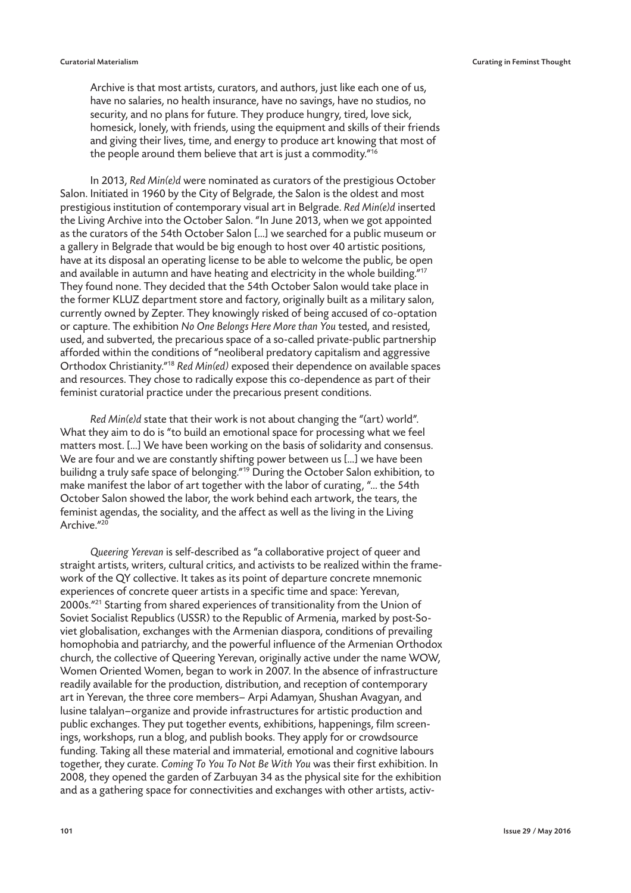Archive is that most artists, curators, and authors, just like each one of us, have no salaries, no health insurance, have no savings, have no studios, no security, and no plans for future. They produce hungry, tired, love sick, homesick, lonely, with friends, using the equipment and skills of their friends and giving their lives, time, and energy to produce art knowing that most of the people around them believe that art is just a commodity."[16]

In 2013, *Red Min(e)d* were nominated as curators of the prestigious October Salon. Initiated in 1960 by the City of Belgrade, the Salon is the oldest and most prestigious institution of contemporary visual art in Belgrade. *Red Min(e)d* inserted the Living Archive into the October Salon. "In June 2013, when we got appointed as the curators of the 54th October Salon [...] we searched for a public museum or a gallery in Belgrade that would be big enough to host over 40 artistic positions, have at its disposal an operating license to be able to welcome the public, be open and available in autumn and have heating and electricity in the whole building."[17] They found none. They decided that the 54th October Salon would take place in the former KLUZ department store and factory, originally built as a military salon, currently owned by Zepter. They knowingly risked of being accused of co-optation or capture. The exhibition *No One Belongs Here More than You* tested, and resisted, used, and subverted, the precarious space of a so-called private-public partnership afforded within the conditions of "neoliberal predatory capitalism and aggressive Orthodox Christianity."[18] *Red Min(ed)* exposed their dependence on available spaces and resources. They chose to radically expose this co-dependence as part of their feminist curatorial practice under the precarious present conditions.

*Red Min(e)d* state that their work is not about changing the "(art) world". What they aim to do is "to build an emotional space for processing what we feel matters most. [...] We have been working on the basis of solidarity and consensus. We are four and we are constantly shifting power between us [...] we have been builidng a truly safe space of belonging."[19] During the October Salon exhibition, to make manifest the labor of art together with the labor of curating, "... the 54th October Salon showed the labor, the work behind each artwork, the tears, the feminist agendas, the sociality, and the affect as well as the living in the Living Archive."[20]

*Queering Yerevan* is self-described as "a collaborative project of queer and straight artists, writers, cultural critics, and activists to be realized within the framework of the QY collective. It takes as its point of departure concrete mnemonic experiences of concrete queer artists in a specific time and space: Yerevan, 2000s."[21] Starting from shared experiences of transitionality from the Union of Soviet Socialist Republics (USSR) to the Republic of Armenia, marked by post-Soviet globalisation, exchanges with the Armenian diaspora, conditions of prevailing homophobia and patriarchy, and the powerful influence of the Armenian Orthodox church, the collective of Queering Yerevan, originally active under the name WOW, Women Oriented Women, began to work in 2007. In the absence of infrastructure readily available for the production, distribution, and reception of contemporary art in Yerevan, the three core members– Arpi Adamyan, Shushan Avagyan, and lusine talalyan–organize and provide infrastructures for artistic production and public exchanges. They put together events, exhibitions, happenings, film screenings, workshops, run a blog, and publish books. They apply for or crowdsource funding. Taking all these material and immaterial, emotional and cognitive labours together, they curate. *Coming To You To Not Be With You* was their first exhibition. In 2008, they opened the garden of Zarbuyan 34 as the physical site for the exhibition and as a gathering space for connectivities and exchanges with other artists, activ-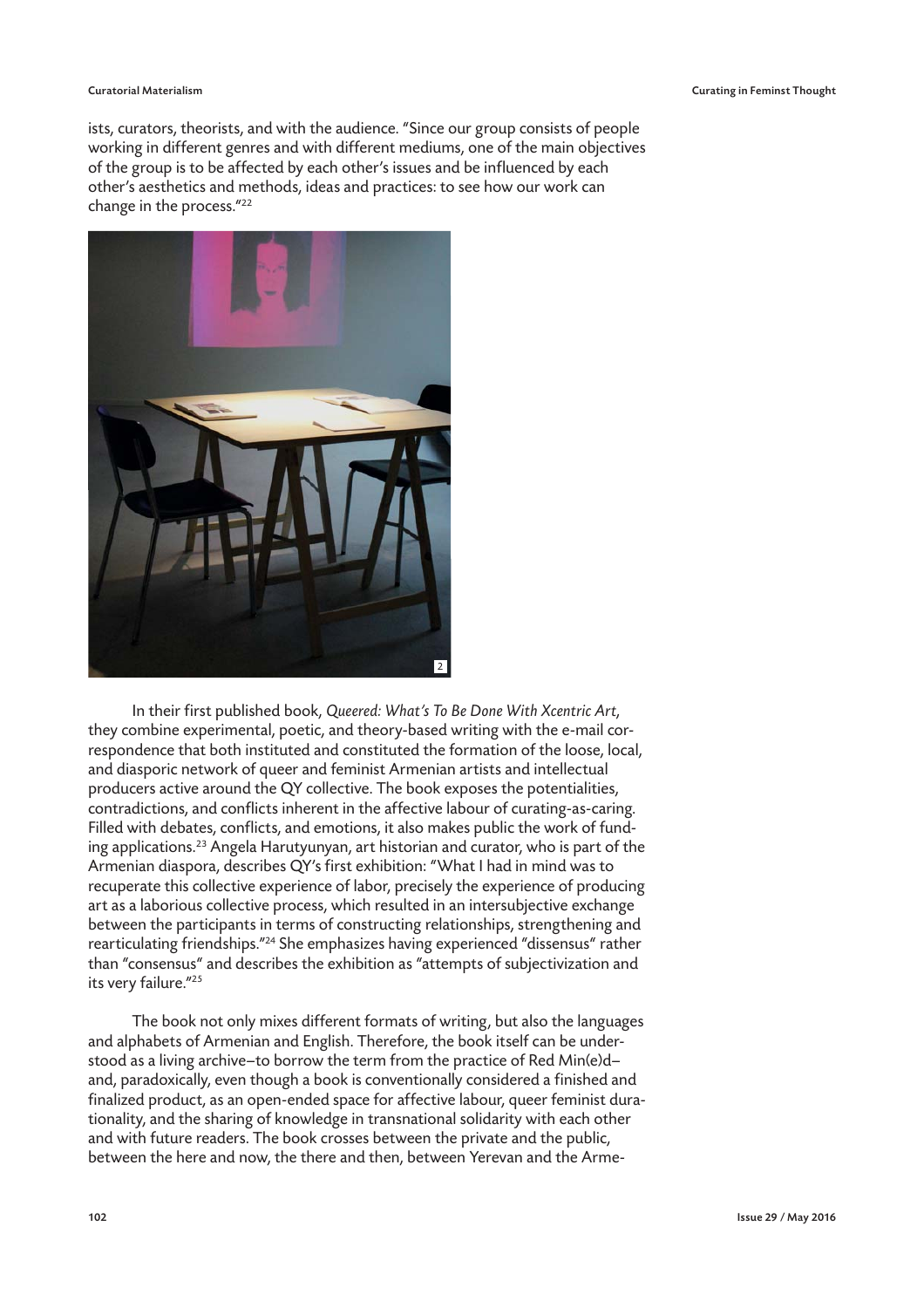ists, curators, theorists, and with the audience. "Since our group consists of people working in different genres and with different mediums, one of the main objectives of the group is to be affected by each other's issues and be influenced by each other's aesthetics and methods, ideas and practices: to see how our work can change in the process."[22]

2

In their first published book, *Queered: What's To Be Done With Xcentric Art*, they combine experimental, poetic, and theory-based writing with the e-mail correspondence that both instituted and constituted the formation of the loose, local, and diasporic network of queer and feminist Armenian artists and intellectual producers active around the QY collective. The book exposes the potentialities, contradictions, and conflicts inherent in the affective labour of curating-as-caring. Filled with debates, conflicts, and emotions, it also makes public the work of funding applications.[23] Angela Harutyunyan, art historian and curator, who is part of the Armenian diaspora, describes QY's first exhibition: "What I had in mind was to recuperate this collective experience of labor, precisely the experience of producing art as a laborious collective process, which resulted in an intersubjective exchange between the participants in terms of constructing relationships, strengthening and rearticulating friendships."[24] She emphasizes having experienced "dissensus" rather than "consensus" and describes the exhibition as "attempts of subjectivization and its very failure."[25]

The book not only mixes different formats of writing, but also the languages and alphabets of Armenian and English. Therefore, the book itself can be understood as a living archive–to borrow the term from the practice of Red Min(e)d–and, paradoxically, even though a book is conventionally considered a finished and finalized product, as an open-ended space for affective labour, queer feminist durationality, and the sharing of knowledge in transnational solidarity with each other and with future readers. The book crosses between the private and the public, between the here and now, the there and then, between Yerevan and the Arme-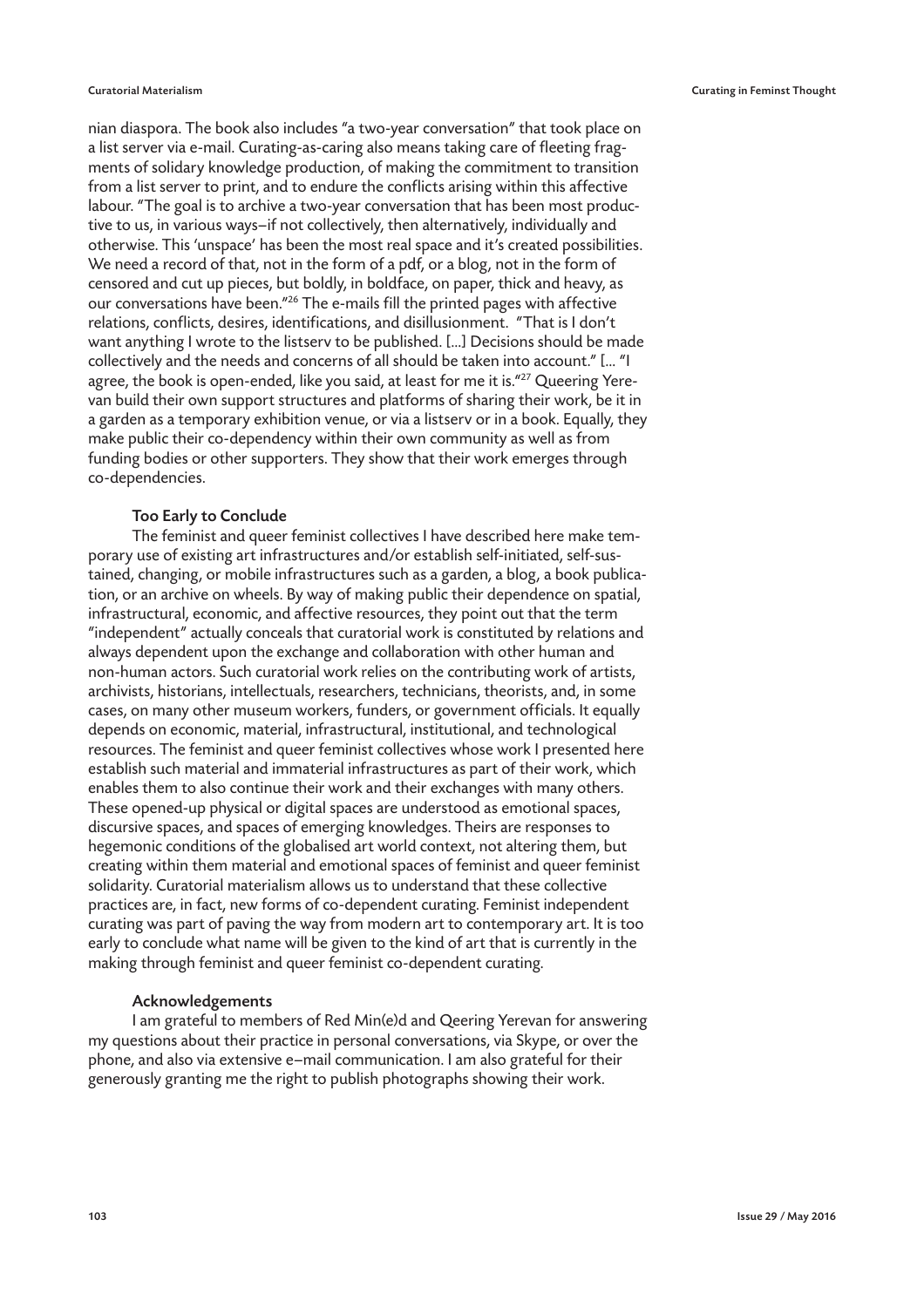nian diaspora. The book also includes "a two-year conversation" that took place on a list server via e-mail. Curating-as-caring also means taking care of fleeting fragments of solidary knowledge production, of making the commitment to transition from a list server to print, and to endure the conflicts arising within this affective labour. "The goal is to archive a two-year conversation that has been most productive to us, in various ways–if not collectively, then alternatively, individually and otherwise. This 'unspace' has been the most real space and it's created possibilities. We need a record of that, not in the form of a pdf, or a blog, not in the form of censored and cut up pieces, but boldly, in boldface, on paper, thick and heavy, as our conversations have been."[26] The e-mails fill the printed pages with affective relations, conflicts, desires, identifications, and disillusionment. "That is I don't want anything I wrote to the listserv to be published. [...] Decisions should be made collectively and the needs and concerns of all should be taken into account." [... "I agree, the book is open-ended, like you said, at least for me it is."[27] Queering Yerevan build their own support structures and platforms of sharing their work, be it in a garden as a temporary exhibition venue, or via a listserv or in a book. Equally, they make public their co-dependency within their own community as well as from funding bodies or other supporters. They show that their work emerges through co-dependencies.

## Too Early to Conclude

The feminist and queer feminist collectives I have described here make temporary use of existing art infrastructures and/or establish self-initiated, self-sustained, changing, or mobile infrastructures such as a garden, a blog, a book publication, or an archive on wheels. By way of making public their dependence on spatial, infrastructural, economic, and affective resources, they point out that the term "independent" actually conceals that curatorial work is constituted by relations and always dependent upon the exchange and collaboration with other human and non-human actors. Such curatorial work relies on the contributing work of artists, archivists, historians, intellectuals, researchers, technicians, theorists, and, in some cases, on many other museum workers, funders, or government officials. It equally depends on economic, material, infrastructural, institutional, and technological resources. The feminist and queer feminist collectives whose work I presented here establish such material and immaterial infrastructures as part of their work, which enables them to also continue their work and their exchanges with many others. These opened-up physical or digital spaces are understood as emotional spaces, discursive spaces, and spaces of emerging knowledges. Theirs are responses to hegemonic conditions of the globalised art world context, not altering them, but creating within them material and emotional spaces of feminist and queer feminist solidarity. Curatorial materialism allows us to understand that these collective practices are, in fact, new forms of co-dependent curating. Feminist independent curating was part of paving the way from modern art to contemporary art. It is too early to conclude what name will be given to the kind of art that is currently in the making through feminist and queer feminist co-dependent curating.

## Acknowledgements

I am grateful to members of Red Min(e)d and Qeering Yerevan for answering my questions about their practice in personal conversations, via Skype, or over the phone, and also via extensive e–mail communication. I am also grateful for their generously granting me the right to publish photographs showing their work.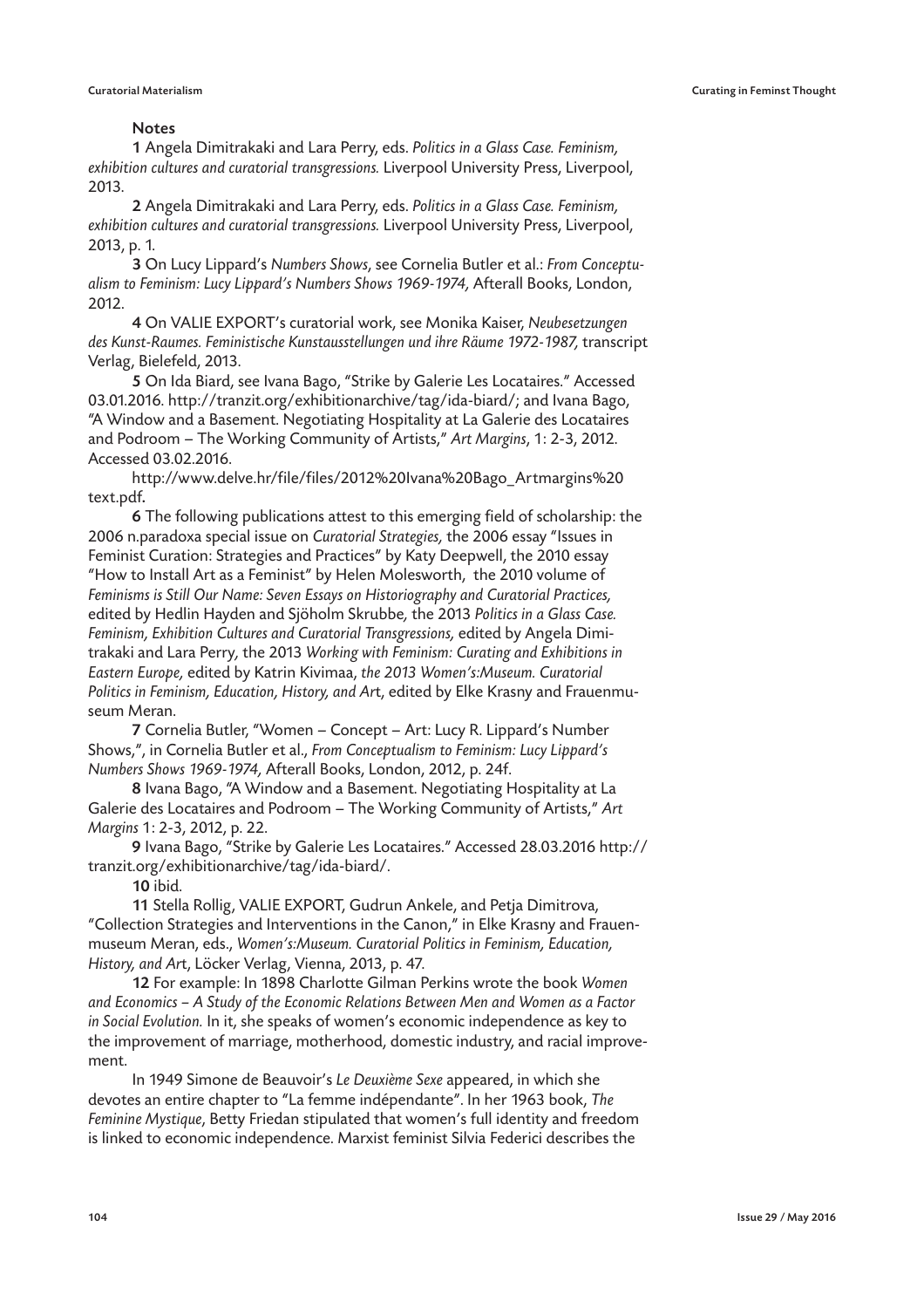## Notes

**1** Angela Dimitrakaki and Lara Perry, eds. *Politics in a Glass Case. Feminism, exhibition cultures and curatorial transgressions.* Liverpool University Press, Liverpool, 2013.

**2** Angela Dimitrakaki and Lara Perry, eds. *Politics in a Glass Case. Feminism, exhibition cultures and curatorial transgressions.* Liverpool University Press, Liverpool, 2013, p. 1.

**3** On Lucy Lippard's *Numbers Shows*, see Cornelia Butler et al.: *From Conceptualism to Feminism: Lucy Lippard's Numbers Shows 1969-1974,* Afterall Books, London, 2012.

**4** On VALIE EXPORT's curatorial work, see Monika Kaiser, *Neubesetzungen des Kunst-Raumes. Feministische Kunstausstellungen und ihre Räume 1972-1987,* transcript Verlag, Bielefeld, 2013.

**5** On Ida Biard, see Ivana Bago, "Strike by Galerie Les Locataires." Accessed 03.01.2016. http://tranzit.org/exhibitionarchive/tag/ida-biard/; and Ivana Bago, "A Window and a Basement. Negotiating Hospitality at La Galerie des Locataires and Podroom – The Working Community of Artists," *Art Margins*, 1: 2-3, 2012. Accessed 03.02.2016.

http://www.delve.hr/file/files/2012%20Ivana%20Bago_Artmargins%20text.pdf.

**6** The following publications attest to this emerging field of scholarship: the 2006 n.paradoxa special issue on *Curatorial Strategies,* the 2006 essay "Issues in Feminist Curation: Strategies and Practices" by Katy Deepwell, the 2010 essay "How to Install Art as a Feminist" by Helen Molesworth, the 2010 volume of *Feminisms is Still Our Name: Seven Essays on Historiography and Curatorial Practices,* edited by Hedlin Hayden and Sjöholm Skrubbe*,* the 2013 *Politics in a Glass Case. Feminism, Exhibition Cultures and Curatorial Transgressions,* edited by Angela Dimitrakaki and Lara Perry*,* the 2013 *Working with Feminism: Curating and Exhibitions in Eastern Europe,* edited by Katrin Kivimaa, *the 2013 Women's:Museum. Curatorial Politics in Feminism, Education, History, and Ar*t, edited by Elke Krasny and Frauenmuseum Meran.

**7** Cornelia Butler, "Women – Concept – Art: Lucy R. Lippard's Number Shows,", in Cornelia Butler et al., *From Conceptualism to Feminism: Lucy Lippard's Numbers Shows 1969-1974,* Afterall Books, London, 2012, p. 24f.

**8** Ivana Bago, "A Window and a Basement. Negotiating Hospitality at La Galerie des Locataires and Podroom – The Working Community of Artists," *Art Margins* 1: 2-3, 2012, p. 22.

**9** Ivana Bago, "Strike by Galerie Les Locataires." Accessed 28.03.2016 http://tranzit.org/exhibitionarchive/tag/ida-biard/.

**10** ibid.

**11** Stella Rollig, VALIE EXPORT, Gudrun Ankele, and Petja Dimitrova, "Collection Strategies and Interventions in the Canon," in Elke Krasny and Frauenmuseum Meran, eds., *Women's:Museum. Curatorial Politics in Feminism, Education, History, and Ar*t, Löcker Verlag, Vienna, 2013, p. 47.

**12** For example: In 1898 Charlotte Gilman Perkins wrote the book *Women and Economics – A Study of the Economic Relations Between Men and Women as a Factor in Social Evolution.* In it, she speaks of women's economic independence as key to the improvement of marriage, motherhood, domestic industry, and racial improvement.

In 1949 Simone de Beauvoir's *Le Deuxième Sexe* appeared, in which she devotes an entire chapter to "La femme indépendante". In her 1963 book, *The Feminine Mystique*, Betty Friedan stipulated that women's full identity and freedom is linked to economic independence. Marxist feminist Silvia Federici describes the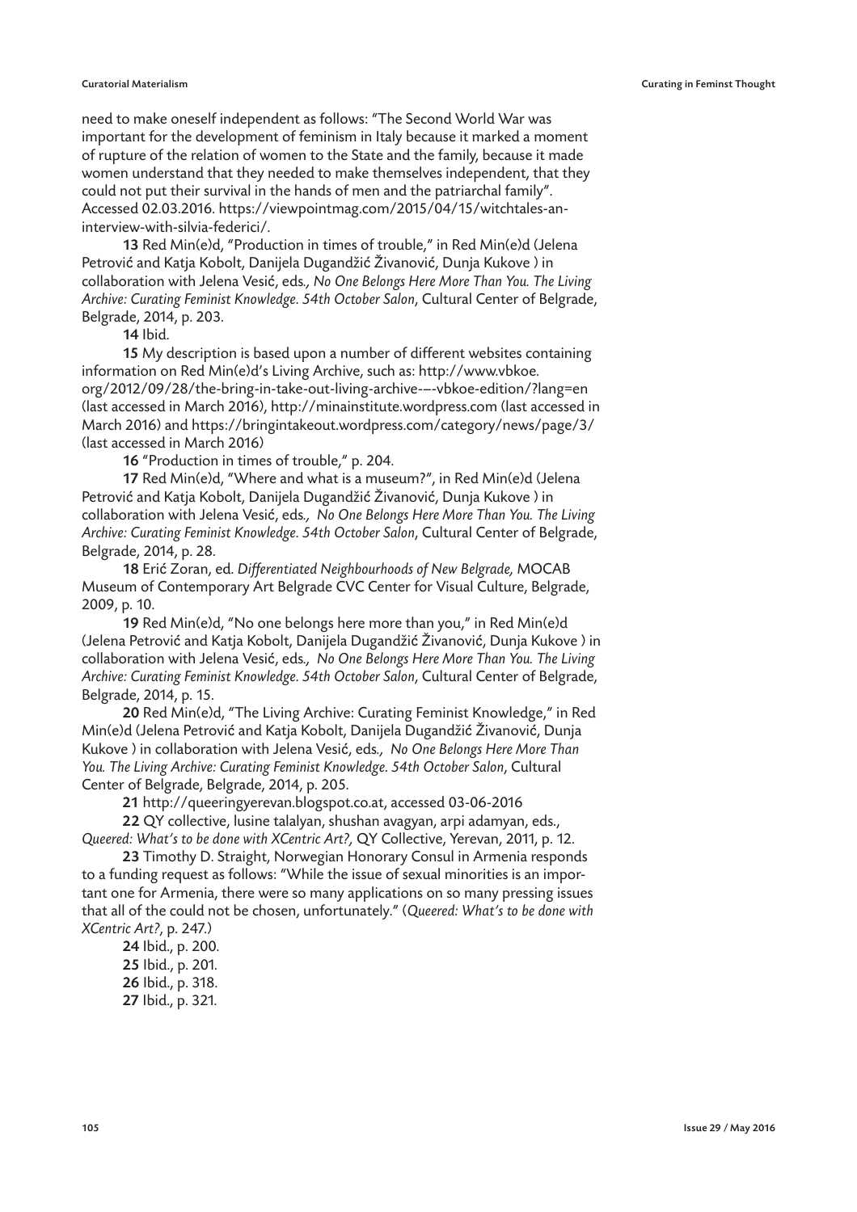need to make oneself independent as follows: "The Second World War was important for the development of feminism in Italy because it marked a moment of rupture of the relation of women to the State and the family, because it made women understand that they needed to make themselves independent, that they could not put their survival in the hands of men and the patriarchal family". Accessed 02.03.2016. https://viewpointmag.com/2015/04/15/witchtales-an-interview-with-silvia-federici/.

**13** Red Min(e)d, "Production in times of trouble," in Red Min(e)d (Jelena Petrović and Katja Kobolt, Danijela Dugandžić Živanović, Dunja Kukove ) in collaboration with Jelena Vesić, eds*., No One Belongs Here More Than You. The Living Archive: Curating Feminist Knowledge. 54th October Salon*, Cultural Center of Belgrade, Belgrade, 2014, p. 203.

**14** Ibid.

**15** My description is based upon a number of different websites containing information on Red Min(e)d's Living Archive, such as: http://www.vbkoe.org/2012/09/28/the-bring-in-take-out-living-archive-–-vbkoe-edition/?lang=en (last accessed in March 2016), http://minainstitute.wordpress.com (last accessed in March 2016) and https://bringintakeout.wordpress.com/category/news/page/3/ (last accessed in March 2016)

**16** "Production in times of trouble," p. 204.

**17** Red Min(e)d, "Where and what is a museum?", in Red Min(e)d (Jelena Petrović and Katja Kobolt, Danijela Dugandžić Živanović, Dunja Kukove ) in collaboration with Jelena Vesić, eds*., No One Belongs Here More Than You. The Living Archive: Curating Feminist Knowledge. 54th October Salon*, Cultural Center of Belgrade, Belgrade, 2014, p. 28.

**18** Erić Zoran, ed. *Differentiated Neighbourhoods of New Belgrade,* MOCAB Museum of Contemporary Art Belgrade CVC Center for Visual Culture, Belgrade, 2009, p. 10.

**19** Red Min(e)d, "No one belongs here more than you," in Red Min(e)d (Jelena Petrović and Katja Kobolt, Danijela Dugandžić Živanović, Dunja Kukove ) in collaboration with Jelena Vesić, eds*., No One Belongs Here More Than You. The Living Archive: Curating Feminist Knowledge. 54th October Salon*, Cultural Center of Belgrade, Belgrade, 2014, p. 15.

**20** Red Min(e)d, "The Living Archive: Curating Feminist Knowledge," in Red Min(e)d (Jelena Petrović and Katja Kobolt, Danijela Dugandžić Živanović, Dunja Kukove ) in collaboration with Jelena Vesić, eds*., No One Belongs Here More Than You. The Living Archive: Curating Feminist Knowledge. 54th October Salon*, Cultural Center of Belgrade, Belgrade, 2014, p. 205.

**21** http://queeringyerevan.blogspot.co.at, accessed 03-06-2016

**22** QY collective, lusine talalyan, shushan avagyan, arpi adamyan, eds., *Queered: What's to be done with XCentric Art?,* QY Collective, Yerevan, 2011, p. 12.

**23** Timothy D. Straight, Norwegian Honorary Consul in Armenia responds to a funding request as follows: "While the issue of sexual minorities is an important one for Armenia, there were so many applications on so many pressing issues that all of the could not be chosen, unfortunately." (*Queered: What's to be done with XCentric Art?*, p. 247.)

**24** Ibid., p. 200.

**25** Ibid., p. 201.

**26** Ibid., p. 318.

**27** Ibid., p. 321.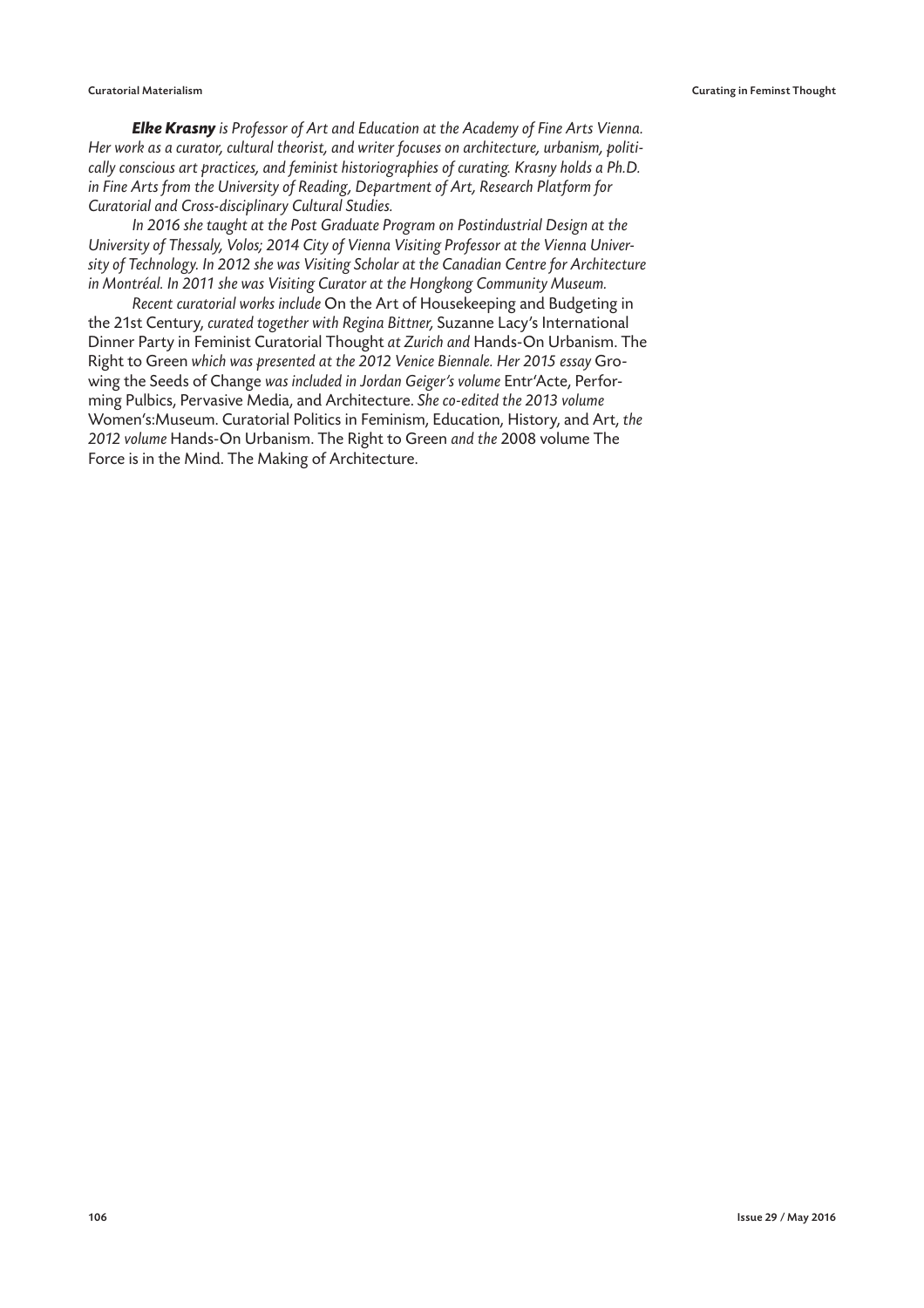***Elke Krasny*** *is Professor of Art and Education at the Academy of Fine Arts Vienna. Her work as a curator, cultural theorist, and writer focuses on architecture, urbanism, politically conscious art practices, and feminist historiographies of curating. Krasny holds a Ph.D. in Fine Arts from the University of Reading, Department of Art, Research Platform for Curatorial and Cross-disciplinary Cultural Studies.*

*In 2016 she taught at the Post Graduate Program on Postindustrial Design at the University of Thessaly, Volos; 2014 City of Vienna Visiting Professor at the Vienna University of Technology. In 2012 she was Visiting Scholar at the Canadian Centre for Architecture in Montréal. In 2011 she was Visiting Curator at the Hongkong Community Museum.*

*Recent curatorial works include* On the Art of Housekeeping and Budgeting in the 21st Century, *curated together with Regina Bittner,* Suzanne Lacy's International Dinner Party in Feminist Curatorial Thought *at Zurich and* Hands-On Urbanism. The Right to Green *which was presented at the 2012 Venice Biennale. Her 2015 essay* Growing the Seeds of Change *was included in Jordan Geiger's volume* Entr'Acte, Performing Pulbics, Pervasive Media, and Architecture. *She co-edited the 2013 volume* Women's:Museum. Curatorial Politics in Feminism, Education, History, and Art, *the 2012 volume* Hands-On Urbanism. The Right to Green *and the* 2008 volume The Force is in the Mind. The Making of Architecture.